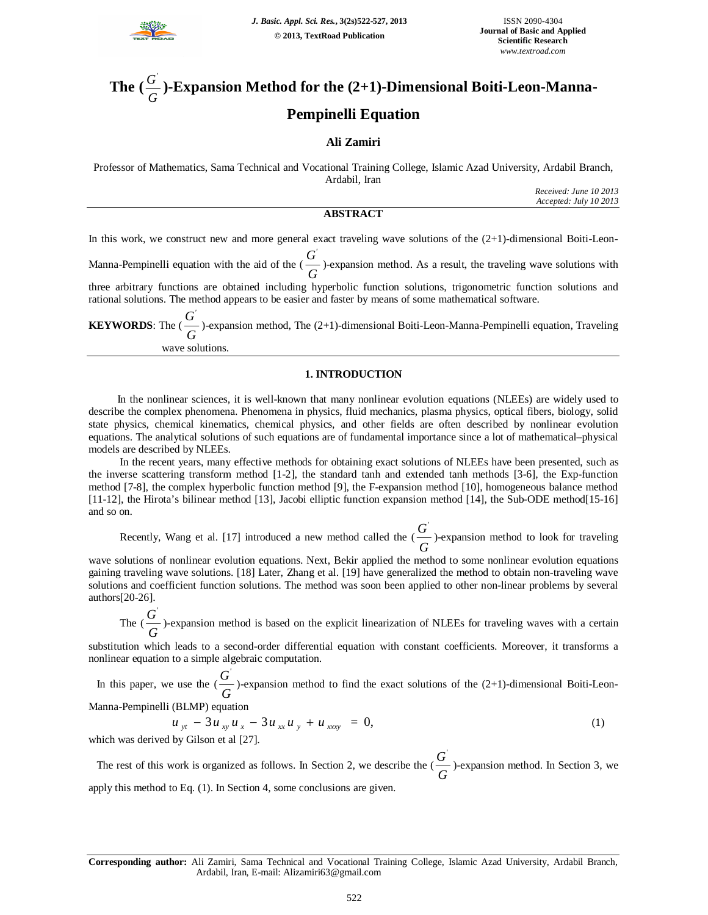# The $(\frac{G'}{G})$-Expansion Method for the (2+1)-Dimensional Boiti-Leon-Manna-Pempinelli Equation

**Ali Zamiri**

Professor of Mathematics, Sama Technical and Vocational Training College, Islamic Azad University, Ardabil Branch, Ardabil, Iran

*Received: June 10 2013*
*Accepted: July 10 2013*

## ABSTRACT

In this work, we construct new and more general exact traveling wave solutions of the (2+1)-dimensional Boiti-Leon-Manna-Pempinelli equation with the aid of the $(\frac{G'}{G})$-expansion method. As a result, the traveling wave solutions with three arbitrary functions are obtained including hyperbolic function solutions, trigonometric function solutions and rational solutions. The method appears to be easier and faster by means of some mathematical software.

**KEYWORDS**: The $(\frac{G'}{G})$-expansion method, The (2+1)-dimensional Boiti-Leon-Manna-Pempinelli equation, Traveling wave solutions.

## 1. INTRODUCTION

In the nonlinear sciences, it is well-known that many nonlinear evolution equations (NLEEs) are widely used to describe the complex phenomena. Phenomena in physics, fluid mechanics, plasma physics, optical fibers, biology, solid state physics, chemical kinematics, chemical physics, and other fields are often described by nonlinear evolution equations. The analytical solutions of such equations are of fundamental importance since a lot of mathematical–physical models are described by NLEEs.

In the recent years, many effective methods for obtaining exact solutions of NLEEs have been presented, such as the inverse scattering transform method [1-2], the standard tanh and extended tanh methods [3-6], the Exp-function method [7-8], the complex hyperbolic function method [9], the F-expansion method [10], homogeneous balance method [11-12], the Hirota's bilinear method [13], Jacobi elliptic function expansion method [14], the Sub-ODE method[15-16] and so on.

Recently, Wang et al. [17] introduced a new method called the $(\frac{G'}{G})$-expansion method to look for traveling wave solutions of nonlinear evolution equations. Next, Bekir applied the method to some nonlinear evolution equations gaining traveling wave solutions. [18] Later, Zhang et al. [19] have generalized the method to obtain non-traveling wave solutions and coefficient function solutions. The method was soon been applied to other non-linear problems by several authors[20-26].

The $(\frac{G'}{G})$-expansion method is based on the explicit linearization of NLEEs for traveling waves with a certain substitution which leads to a second-order differential equation with constant coefficients. Moreover, it transforms a nonlinear equation to a simple algebraic computation.

In this paper, we use the $(\frac{G'}{G})$-expansion method to find the exact solutions of the (2+1)-dimensional Boiti-Leon-Manna-Pempinelli (BLMP) equation

$$u_{yt} - 3u_{xy}u_x - 3u_{xx}u_y + u_{xxxy} = 0, \tag{1}$$

which was derived by Gilson et al [27].

The rest of this work is organized as follows. In Section 2, we describe the $(\frac{G'}{G})$-expansion method. In Section 3, we apply this method to Eq. (1). In Section 4, some conclusions are given.

**Corresponding author:** Ali Zamiri, Sama Technical and Vocational Training College, Islamic Azad University, Ardabil Branch, Ardabil, Iran, E-mail: Alizamiri63@gmail.com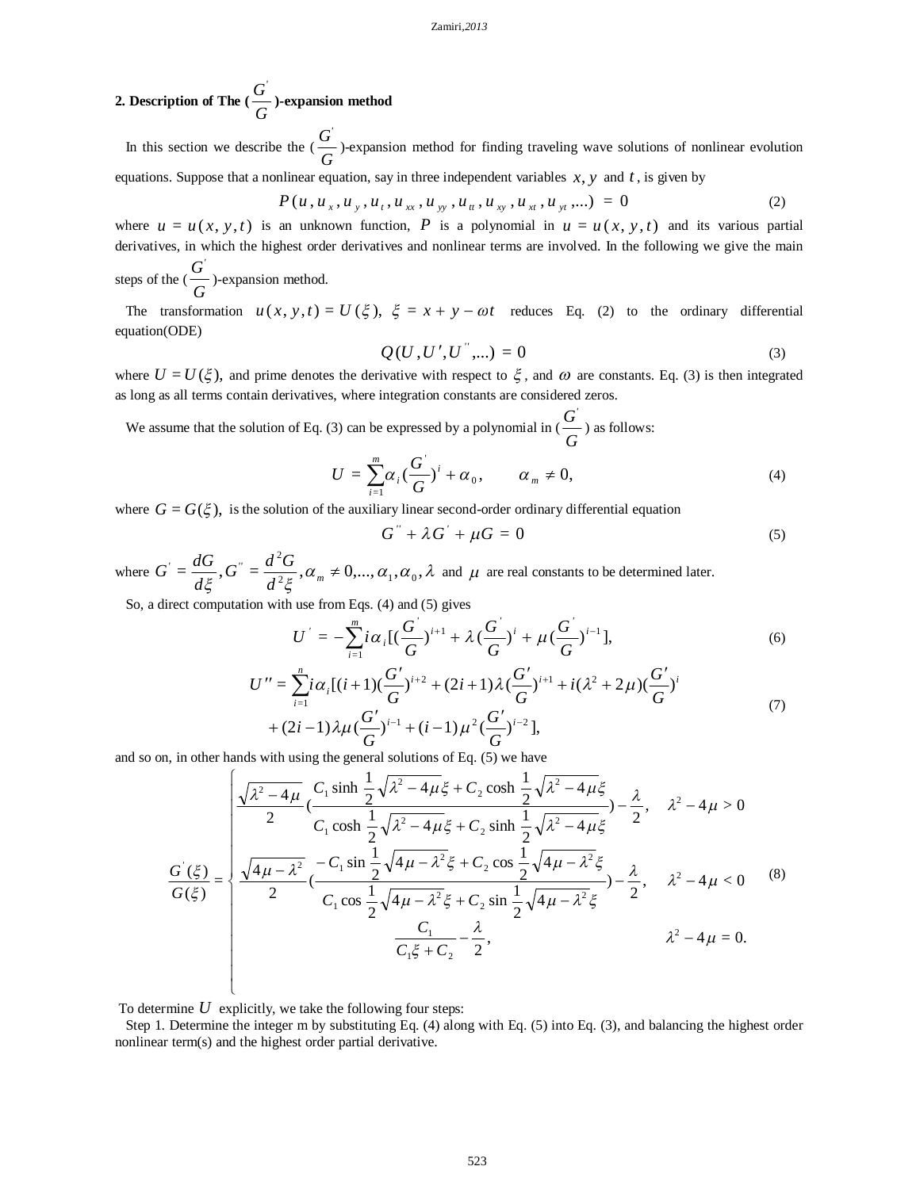## 2. Description of The ($\frac{G'}{G}$)-expansion method

In this section we describe the ($\frac{G'}{G}$)-expansion method for finding traveling wave solutions of nonlinear evolution equations. Suppose that a nonlinear equation, say in three independent variables $x, y$ and $t$, is given by

$$P(u, u_x, u_y, u_t, u_{xx}, u_{yy}, u_{tt}, u_{xy}, u_{xt}, u_{yt}, ...) = 0 \tag{2}$$

where $u = u(x, y, t)$ is an unknown function, $P$ is a polynomial in $u = u(x, y, t)$ and its various partial derivatives, in which the highest order derivatives and nonlinear terms are involved. In the following we give the main steps of the ($\frac{G'}{G}$)-expansion method.

The transformation $u(x, y, t) = U(\xi), \ \xi = x + y - \omega t$ reduces Eq. (2) to the ordinary differential equation(ODE)

$$Q(U, U', U'', ...) = 0 \tag{3}$$

where $U = U(\xi)$, and prime denotes the derivative with respect to $\xi$, and $\omega$ are constants. Eq. (3) is then integrated as long as all terms contain derivatives, where integration constants are considered zeros.

We assume that the solution of Eq. (3) can be expressed by a polynomial in ($\frac{G'}{G}$) as follows:

$$U = \sum_{i=1}^{m} \alpha_i \left(\frac{G'}{G}\right)^i + \alpha_0, \qquad \alpha_m \neq 0, \tag{4}$$

where $G = G(\xi)$, is the solution of the auxiliary linear second-order ordinary differential equation

$$G'' + \lambda G' + \mu G = 0 \tag{5}$$

where $G' = \frac{dG}{d\xi}, G'' = \frac{d^2G}{d^2\xi}, \alpha_m \neq 0, ..., \alpha_1, \alpha_0, \lambda$ and $\mu$ are real constants to be determined later.

So, a direct computation with use from Eqs. (4) and (5) gives

$$U' = -\sum_{i=1}^{m} i\alpha_i \left[\left(\frac{G'}{G}\right)^{i+1} + \lambda \left(\frac{G'}{G}\right)^i + \mu \left(\frac{G'}{G}\right)^{i-1}\right], \tag{6}$$

$$\begin{aligned} U'' = \sum_{i=1}^{n} i\alpha_i &\left[(i+1)\left(\frac{G'}{G}\right)^{i+2} + (2i+1)\lambda \left(\frac{G'}{G}\right)^{i+1} + i(\lambda^2 + 2\mu)\left(\frac{G'}{G}\right)^i \right. \\ &\left. + (2i-1)\lambda\mu \left(\frac{G'}{G}\right)^{i-1} + (i-1)\mu^2 \left(\frac{G'}{G}\right)^{i-2}\right], \end{aligned} \tag{7}$$

and so on, in other hands with using the general solutions of Eq. (5) we have

$$\frac{G'(\xi)}{G(\xi)} = \begin{cases} \dfrac{\sqrt{\lambda^2 - 4\mu}}{2} \left(\dfrac{C_1 \sinh \frac{1}{2}\sqrt{\lambda^2 - 4\mu}\,\xi + C_2 \cosh \frac{1}{2}\sqrt{\lambda^2 - 4\mu}\,\xi}{C_1 \cosh \frac{1}{2}\sqrt{\lambda^2 - 4\mu}\,\xi + C_2 \sinh \frac{1}{2}\sqrt{\lambda^2 - 4\mu}\,\xi}\right) - \dfrac{\lambda}{2}, & \lambda^2 - 4\mu > 0 \\[2ex] \dfrac{\sqrt{4\mu - \lambda^2}}{2} \left(\dfrac{-C_1 \sin \frac{1}{2}\sqrt{4\mu - \lambda^2}\,\xi + C_2 \cos \frac{1}{2}\sqrt{4\mu - \lambda^2}\,\xi}{C_1 \cos \frac{1}{2}\sqrt{4\mu - \lambda^2}\,\xi + C_2 \sin \frac{1}{2}\sqrt{4\mu - \lambda^2}\,\xi}\right) - \dfrac{\lambda}{2}, & \lambda^2 - 4\mu < 0 \\[2ex] \dfrac{C_1}{C_1\xi + C_2} - \dfrac{\lambda}{2}, & \lambda^2 - 4\mu = 0. \end{cases} \tag{8}$$

To determine $U$ explicitly, we take the following four steps:

Step 1. Determine the integer m by substituting Eq. (4) along with Eq. (5) into Eq. (3), and balancing the highest order nonlinear term(s) and the highest order partial derivative.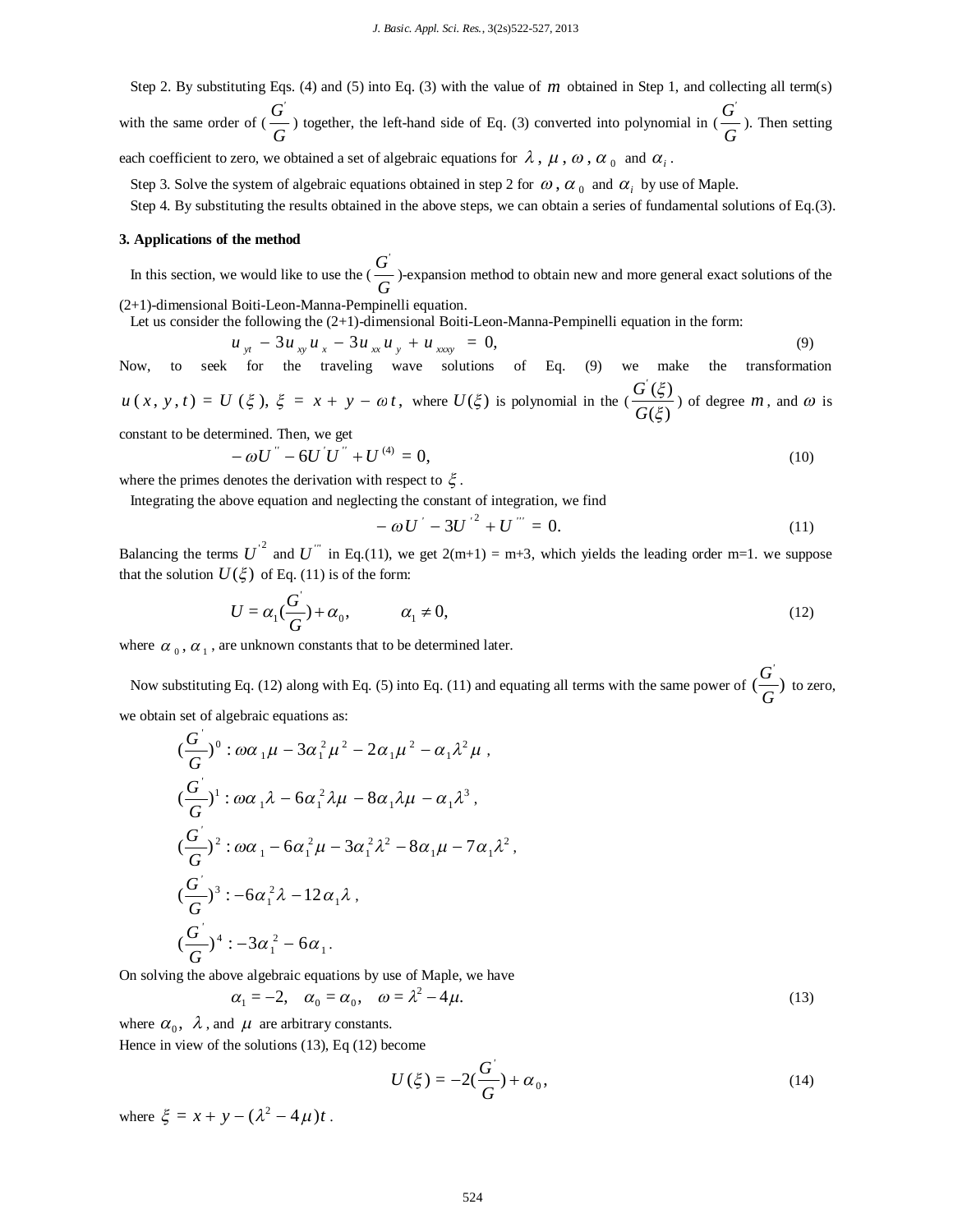Step 2. By substituting Eqs. (4) and (5) into Eq. (3) with the value of $m$ obtained in Step 1, and collecting all term(s) with the same order of ($\frac{G'}{G}$) together, the left-hand side of Eq. (3) converted into polynomial in ($\frac{G'}{G}$). Then setting each coefficient to zero, we obtained a set of algebraic equations for $\lambda$, $\mu$, $\omega$, $\alpha_0$ and $\alpha_i$.

Step 3. Solve the system of algebraic equations obtained in step 2 for $\omega$, $\alpha_0$ and $\alpha_i$ by use of Maple.

Step 4. By substituting the results obtained in the above steps, we can obtain a series of fundamental solutions of Eq.(3).

### 3. Applications of the method

In this section, we would like to use the ($\frac{G'}{G}$)-expansion method to obtain new and more general exact solutions of the (2+1)-dimensional Boiti-Leon-Manna-Pempinelli equation.

Let us consider the following the (2+1)-dimensional Boiti-Leon-Manna-Pempinelli equation in the form:

$$u_{yt} - 3u_{xy}u_x - 3u_{xx}u_y + u_{xxxy} = 0, \tag{9}$$

Now, to seek for the traveling wave solutions of Eq. (9) we make the transformation $u(x, y, t) = U(\xi),\ \xi = x + y - \omega t,$ where $U(\xi)$ is polynomial in the ($\frac{G'(\xi)}{G(\xi)}$) of degree $m$, and $\omega$ is constant to be determined. Then, we get

$$-\omega U'' - 6U'U'' + U^{(4)} = 0, \tag{10}$$

where the primes denotes the derivation with respect to $\xi$.

Integrating the above equation and neglecting the constant of integration, we find

$$-\omega U' - 3U'^2 + U''' = 0. \tag{11}$$

Balancing the terms $U'^2$ and $U'''$ in Eq.(11), we get 2(m+1) = m+3, which yields the leading order m=1. we suppose that the solution $U(\xi)$ of Eq. (11) is of the form:

$$U = \alpha_1(\frac{G'}{G}) + \alpha_0, \qquad \alpha_1 \neq 0, \tag{12}$$

where $\alpha_0$, $\alpha_1$, are unknown constants that to be determined later.

Now substituting Eq. (12) along with Eq. (5) into Eq. (11) and equating all terms with the same power of $(\frac{G'}{G})$ to zero, we obtain set of algebraic equations as:

$$(\frac{G'}{G})^0 : \omega\alpha_1\mu - 3\alpha_1^2\mu^2 - 2\alpha_1\mu^2 - \alpha_1\lambda^2\mu\ ,$$

$$(\frac{G'}{G})^1 : \omega\alpha_1\lambda - 6\alpha_1^2\lambda\mu - 8\alpha_1\lambda\mu - \alpha_1\lambda^3\ ,$$

$$(\frac{G'}{G})^2 : \omega\alpha_1 - 6\alpha_1^2\mu - 3\alpha_1^2\lambda^2 - 8\alpha_1\mu - 7\alpha_1\lambda^2\ ,$$

$$(\frac{G'}{G})^3 : -6\alpha_1^2\lambda - 12\alpha_1\lambda\ ,$$

$$(\frac{G'}{G})^4 : -3\alpha_1^2 - 6\alpha_1 .$$

On solving the above algebraic equations by use of Maple, we have

$$\alpha_1 = -2, \quad \alpha_0 = \alpha_0, \quad \omega = \lambda^2 - 4\mu. \tag{13}$$

where $\alpha_0$, $\lambda$, and $\mu$ are arbitrary constants.

Hence in view of the solutions (13), Eq (12) become

$$U(\xi) = -2(\frac{G'}{G}) + \alpha_0, \tag{14}$$

where $\xi = x + y - (\lambda^2 - 4\mu)t$.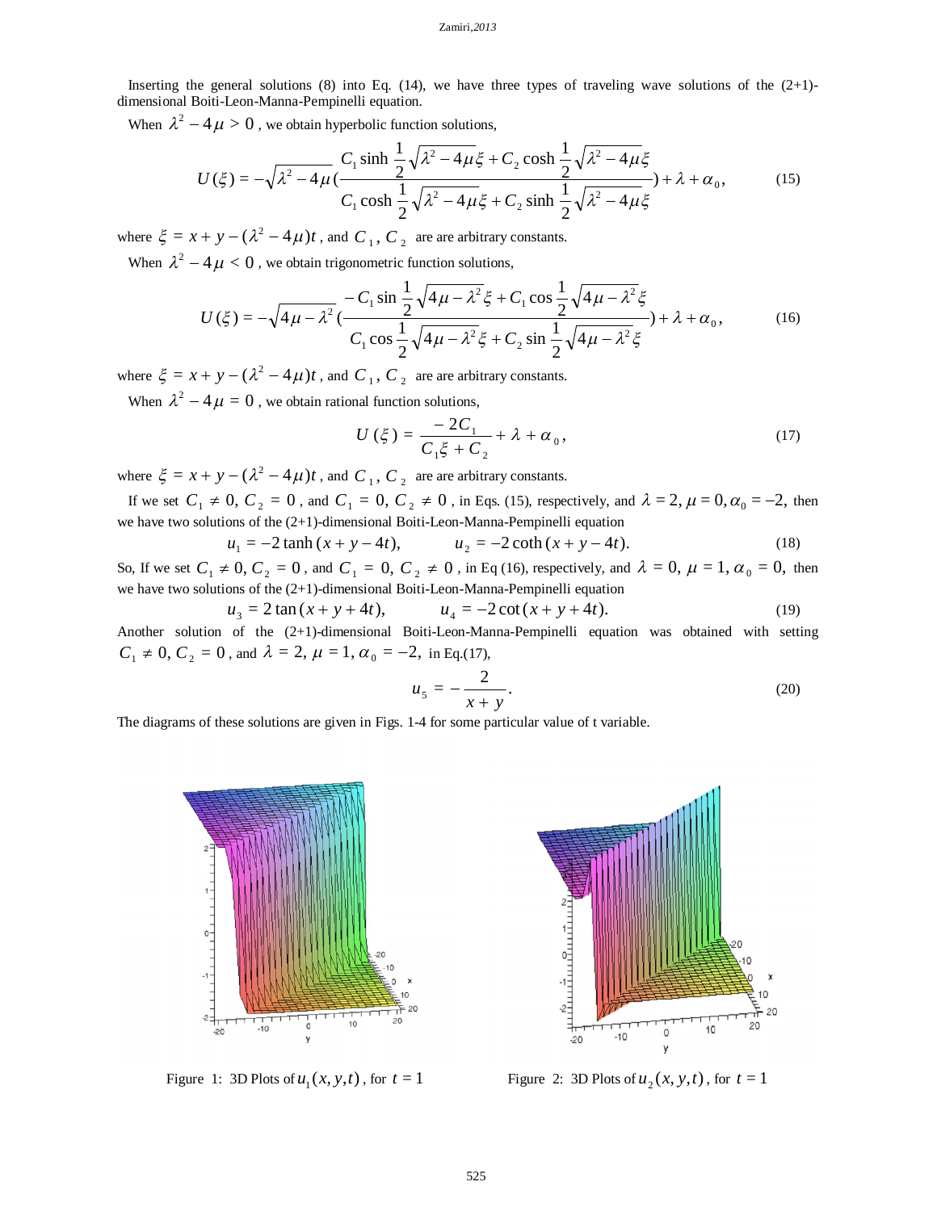Inserting the general solutions (8) into Eq. (14), we have three types of traveling wave solutions of the (2+1)-dimensional Boiti-Leon-Manna-Pempinelli equation.

When $\lambda^2 - 4\mu > 0$, we obtain hyperbolic function solutions,

$$U(\xi) = -\sqrt{\lambda^2 - 4\mu}\left(\frac{C_1 \sinh \frac{1}{2}\sqrt{\lambda^2 - 4\mu}\xi + C_2 \cosh \frac{1}{2}\sqrt{\lambda^2 - 4\mu}\xi}{C_1 \cosh \frac{1}{2}\sqrt{\lambda^2 - 4\mu}\xi + C_2 \sinh \frac{1}{2}\sqrt{\lambda^2 - 4\mu}\xi}\right) + \lambda + \alpha_0, \tag{15}$$

where $\xi = x + y - (\lambda^2 - 4\mu)t$, and $C_1$, $C_2$ are are arbitrary constants.

When $\lambda^2 - 4\mu < 0$, we obtain trigonometric function solutions,

$$U(\xi) = -\sqrt{4\mu - \lambda^2}\left(\frac{-C_1 \sin \frac{1}{2}\sqrt{4\mu - \lambda^2}\xi + C_1 \cos \frac{1}{2}\sqrt{4\mu - \lambda^2}\xi}{C_1 \cos \frac{1}{2}\sqrt{4\mu - \lambda^2}\xi + C_2 \sin \frac{1}{2}\sqrt{4\mu - \lambda^2}\xi}\right) + \lambda + \alpha_0, \tag{16}$$

where $\xi = x + y - (\lambda^2 - 4\mu)t$, and $C_1$, $C_2$ are are arbitrary constants.

When $\lambda^2 - 4\mu = 0$, we obtain rational function solutions,

$$U(\xi) = \frac{-2C_1}{C_1\xi + C_2} + \lambda + \alpha_0, \tag{17}$$

where $\xi = x + y - (\lambda^2 - 4\mu)t$, and $C_1$, $C_2$ are are arbitrary constants.

If we set $C_1 \neq 0, C_2 = 0$, and $C_1 = 0, C_2 \neq 0$, in Eqs. (15), respectively, and $\lambda = 2, \mu = 0, \alpha_0 = -2,$ then we have two solutions of the (2+1)-dimensional Boiti-Leon-Manna-Pempinelli equation

$$u_1 = -2\tanh(x + y - 4t), \qquad u_2 = -2\coth(x + y - 4t). \tag{18}$$

So, If we set $C_1 \neq 0, C_2 = 0$, and $C_1 = 0, C_2 \neq 0$, in Eq (16), respectively, and $\lambda = 0, \mu = 1, \alpha_0 = 0,$ then we have two solutions of the (2+1)-dimensional Boiti-Leon-Manna-Pempinelli equation

$$u_3 = 2\tan(x + y + 4t), \qquad u_4 = -2\cot(x + y + 4t). \tag{19}$$

Another solution of the (2+1)-dimensional Boiti-Leon-Manna-Pempinelli equation was obtained with setting $C_1 \neq 0, C_2 = 0$, and $\lambda = 2, \mu = 1, \alpha_0 = -2,$ in Eq.(17),

$$u_5 = -\frac{2}{x + y}. \tag{20}$$

The diagrams of these solutions are given in Figs. 1-4 for some particular value of t variable.

Figure 1: 3D Plots of $u_1(x, y, t)$, for $t = 1$

Figure 2: 3D Plots of $u_2(x, y, t)$, for $t = 1$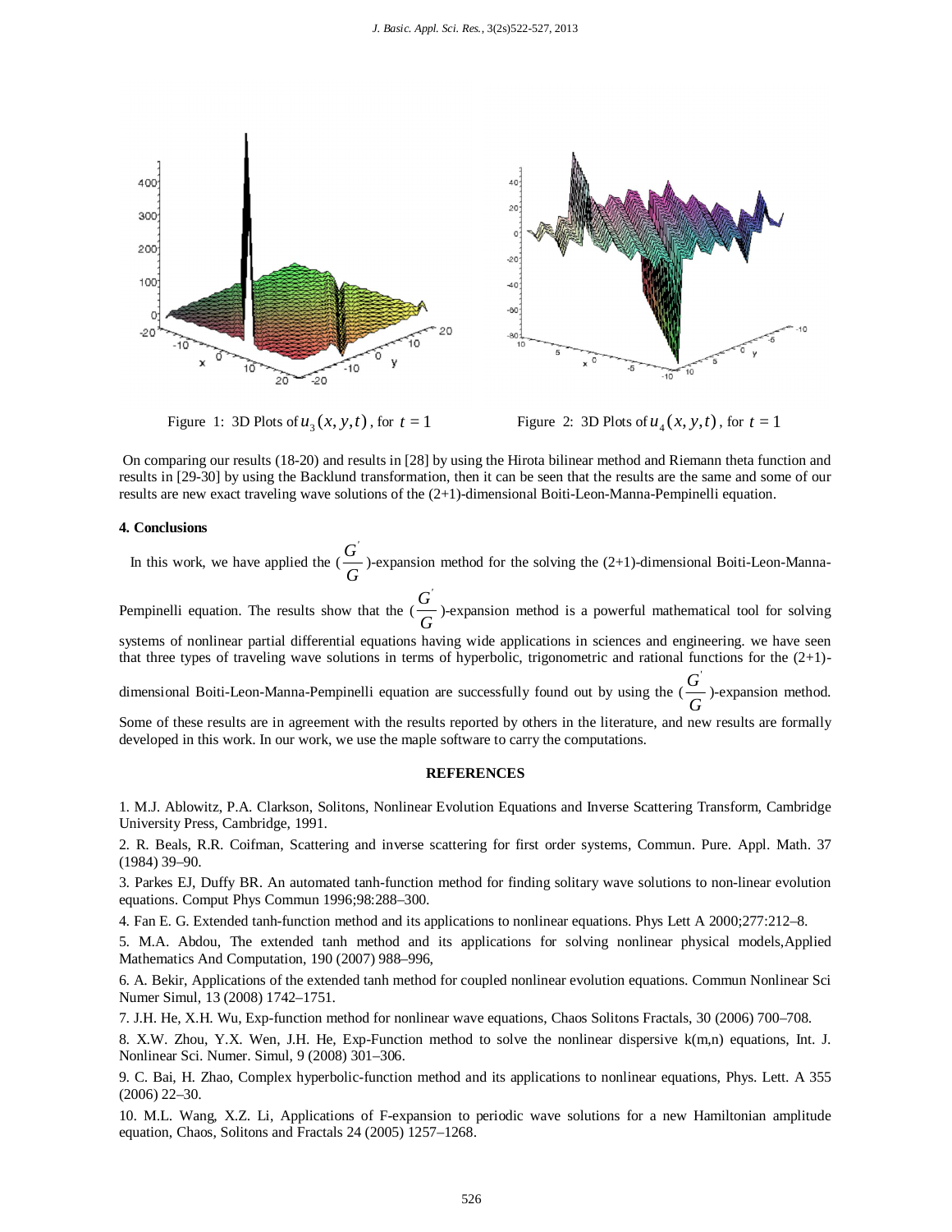Figure 1: 3D Plots of $u_3(x, y, t)$, for $t = 1$

Figure 2: 3D Plots of $u_4(x, y, t)$, for $t = 1$

On comparing our results (18-20) and results in [28] by using the Hirota bilinear method and Riemann theta function and results in [29-30] by using the Backlund transformation, then it can be seen that the results are the same and some of our results are new exact traveling wave solutions of the (2+1)-dimensional Boiti-Leon-Manna-Pempinelli equation.

#### 4. Conclusions

In this work, we have applied the $(\frac{G'}{G})$-expansion method for the solving the (2+1)-dimensional Boiti-Leon-Manna-Pempinelli equation. The results show that the $(\frac{G'}{G})$-expansion method is a powerful mathematical tool for solving systems of nonlinear partial differential equations having wide applications in sciences and engineering. we have seen that three types of traveling wave solutions in terms of hyperbolic, trigonometric and rational functions for the (2+1)-dimensional Boiti-Leon-Manna-Pempinelli equation are successfully found out by using the $(\frac{G'}{G})$-expansion method. Some of these results are in agreement with the results reported by others in the literature, and new results are formally developed in this work. In our work, we use the maple software to carry the computations.

## REFERENCES

1. M.J. Ablowitz, P.A. Clarkson, Solitons, Nonlinear Evolution Equations and Inverse Scattering Transform, Cambridge University Press, Cambridge, 1991.

2. R. Beals, R.R. Coifman, Scattering and inverse scattering for first order systems, Commun. Pure. Appl. Math. 37 (1984) 39–90.

3. Parkes EJ, Duffy BR. An automated tanh-function method for finding solitary wave solutions to non-linear evolution equations. Comput Phys Commun 1996;98:288–300.

4. Fan E. G. Extended tanh-function method and its applications to nonlinear equations. Phys Lett A 2000;277:212–8.

5. M.A. Abdou, The extended tanh method and its applications for solving nonlinear physical models,Applied Mathematics And Computation, 190 (2007) 988–996,

6. A. Bekir, Applications of the extended tanh method for coupled nonlinear evolution equations. Commun Nonlinear Sci Numer Simul, 13 (2008) 1742–1751.

7. J.H. He, X.H. Wu, Exp-function method for nonlinear wave equations, Chaos Solitons Fractals, 30 (2006) 700–708.

8. X.W. Zhou, Y.X. Wen, J.H. He, Exp-Function method to solve the nonlinear dispersive k(m,n) equations, Int. J. Nonlinear Sci. Numer. Simul, 9 (2008) 301–306.

9. C. Bai, H. Zhao, Complex hyperbolic-function method and its applications to nonlinear equations, Phys. Lett. A 355 (2006) 22–30.

10. M.L. Wang, X.Z. Li, Applications of F-expansion to periodic wave solutions for a new Hamiltonian amplitude equation, Chaos, Solitons and Fractals 24 (2005) 1257–1268.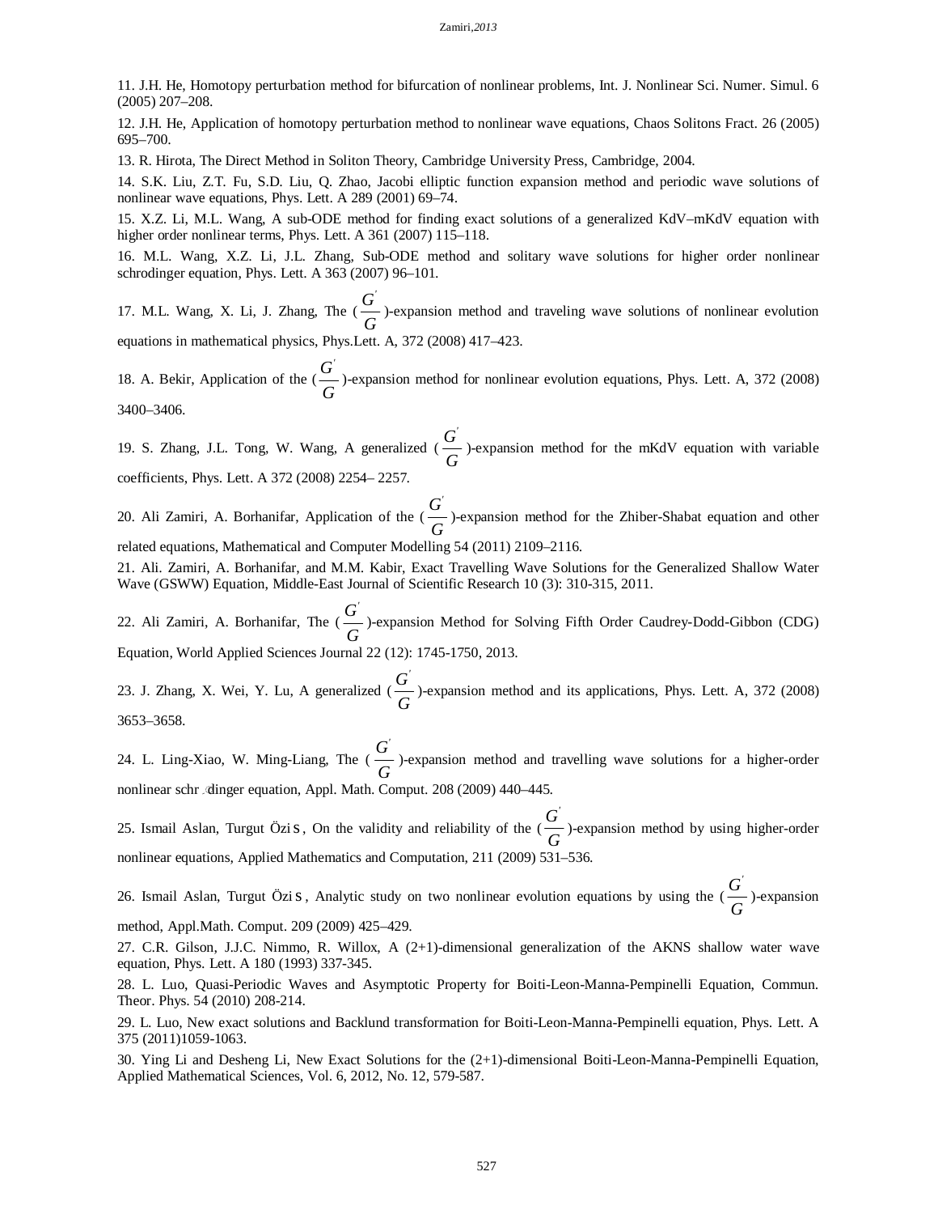11. J.H. He, Homotopy perturbation method for bifurcation of nonlinear problems, Int. J. Nonlinear Sci. Numer. Simul. 6 (2005) 207–208.

12. J.H. He, Application of homotopy perturbation method to nonlinear wave equations, Chaos Solitons Fract. 26 (2005) 695–700.

13. R. Hirota, The Direct Method in Soliton Theory, Cambridge University Press, Cambridge, 2004.

14. S.K. Liu, Z.T. Fu, S.D. Liu, Q. Zhao, Jacobi elliptic function expansion method and periodic wave solutions of nonlinear wave equations, Phys. Lett. A 289 (2001) 69–74.

15. X.Z. Li, M.L. Wang, A sub-ODE method for finding exact solutions of a generalized KdV–mKdV equation with higher order nonlinear terms, Phys. Lett. A 361 (2007) 115–118.

16. M.L. Wang, X.Z. Li, J.L. Zhang, Sub-ODE method and solitary wave solutions for higher order nonlinear schrodinger equation, Phys. Lett. A 363 (2007) 96–101.

17. M.L. Wang, X. Li, J. Zhang, The ($\frac{G'}{G}$)-expansion method and traveling wave solutions of nonlinear evolution equations in mathematical physics, Phys.Lett. A, 372 (2008) 417–423.

18. A. Bekir, Application of the ($\frac{G'}{G}$)-expansion method for nonlinear evolution equations, Phys. Lett. A, 372 (2008) 3400–3406.

19. S. Zhang, J.L. Tong, W. Wang, A generalized ($\frac{G'}{G}$)-expansion method for the mKdV equation with variable coefficients, Phys. Lett. A 372 (2008) 2254– 2257.

20. Ali Zamiri, A. Borhanifar, Application of the ($\frac{G'}{G}$)-expansion method for the Zhiber-Shabat equation and other related equations, Mathematical and Computer Modelling 54 (2011) 2109–2116.

21. Ali. Zamiri, A. Borhanifar, and M.M. Kabir, Exact Travelling Wave Solutions for the Generalized Shallow Water Wave (GSWW) Equation, Middle-East Journal of Scientific Research 10 (3): 310-315, 2011.

22. Ali Zamiri, A. Borhanifar, The ($\frac{G'}{G}$)-expansion Method for Solving Fifth Order Caudrey-Dodd-Gibbon (CDG) Equation, World Applied Sciences Journal 22 (12): 1745-1750, 2013.

23. J. Zhang, X. Wei, Y. Lu, A generalized ($\frac{G'}{G}$)-expansion method and its applications, Phys. Lett. A, 372 (2008) 3653–3658.

24. L. Ling-Xiao, W. Ming-Liang, The ($\frac{G'}{G}$)-expansion method and travelling wave solutions for a higher-order nonlinear schrödinger equation, Appl. Math. Comput. 208 (2009) 440–445.

25. Ismail Aslan, Turgut Öziş, On the validity and reliability of the ($\frac{G'}{G}$)-expansion method by using higher-order nonlinear equations, Applied Mathematics and Computation, 211 (2009) 531–536.

26. Ismail Aslan, Turgut Öziş, Analytic study on two nonlinear evolution equations by using the ($\frac{G'}{G}$)-expansion method, Appl.Math. Comput. 209 (2009) 425–429.

27. C.R. Gilson, J.J.C. Nimmo, R. Willox, A (2+1)-dimensional generalization of the AKNS shallow water wave equation, Phys. Lett. A 180 (1993) 337-345.

28. L. Luo, Quasi-Periodic Waves and Asymptotic Property for Boiti-Leon-Manna-Pempinelli Equation, Commun. Theor. Phys. 54 (2010) 208-214.

29. L. Luo, New exact solutions and Backlund transformation for Boiti-Leon-Manna-Pempinelli equation, Phys. Lett. A 375 (2011)1059-1063.

30. Ying Li and Desheng Li, New Exact Solutions for the (2+1)-dimensional Boiti-Leon-Manna-Pempinelli Equation, Applied Mathematical Sciences, Vol. 6, 2012, No. 12, 579-587.